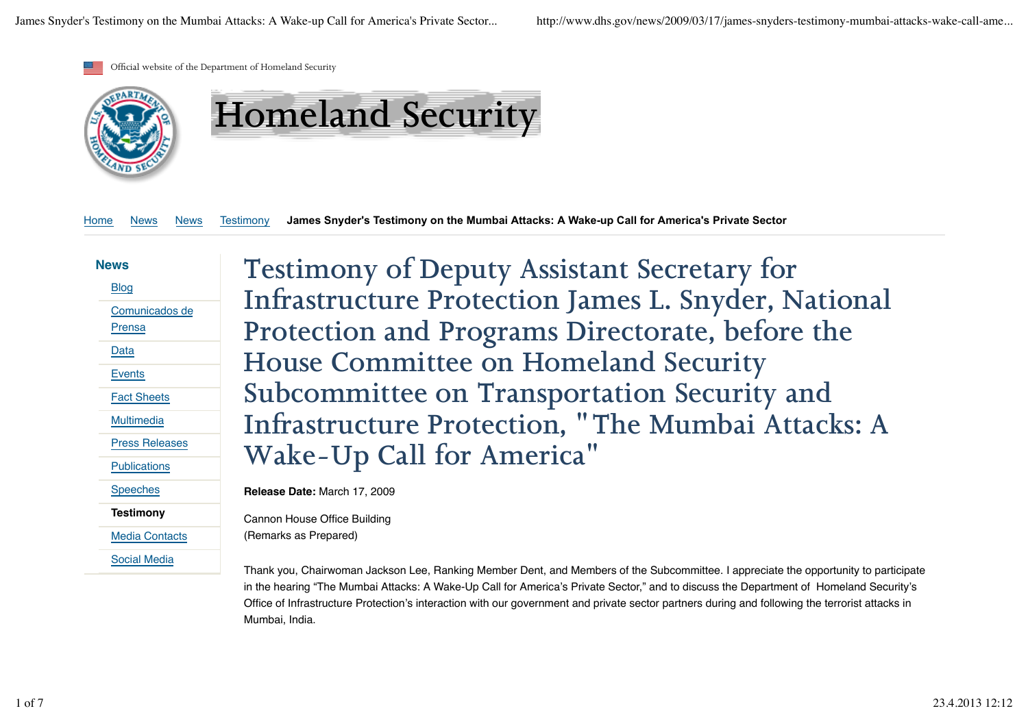Official website of the Department of Homeland Security

Homeland Security

Home News News Testimony **James Snyder's Testimony on the Mumbai Attacks: A Wake-up Call for America's Private Sector**

**News**

- Blog
- Comunicados de Prensa
- Data
- Events
- Fact Sheets
- Multimedia
- Press Releases
- Publications
- Speeches
- **Testimony**
- Media Contacts
- Social Media

# Testimony of Deputy Assistant Secretary for Infrastructure Protection James L. Snyder, National Protection and Programs Directorate, before the House Committee on Homeland Security Subcommittee on Transportation Security and Infrastructure Protection, "The Mumbai Attacks: A Wake-Up Call for America"

**Release Date:** March 17, 2009

Cannon House Office Building
(Remarks as Prepared)

Thank you, Chairwoman Jackson Lee, Ranking Member Dent, and Members of the Subcommittee. I appreciate the opportunity to participate in the hearing "The Mumbai Attacks: A Wake-Up Call for America's Private Sector," and to discuss the Department of Homeland Security's Office of Infrastructure Protection's interaction with our government and private sector partners during and following the terrorist attacks in Mumbai, India.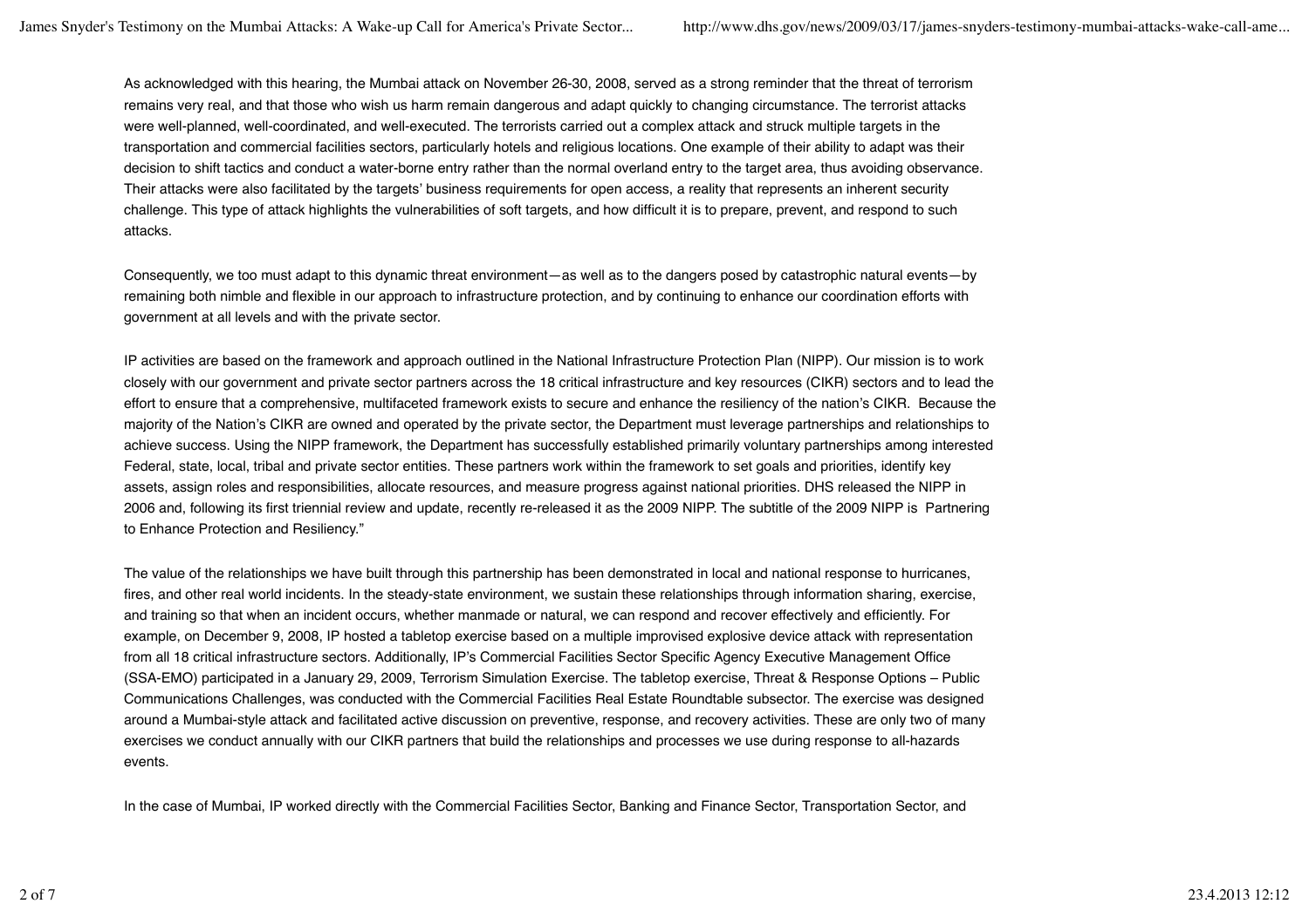As acknowledged with this hearing, the Mumbai attack on November 26-30, 2008, served as a strong reminder that the threat of terrorism remains very real, and that those who wish us harm remain dangerous and adapt quickly to changing circumstance. The terrorist attacks were well-planned, well-coordinated, and well-executed. The terrorists carried out a complex attack and struck multiple targets in the transportation and commercial facilities sectors, particularly hotels and religious locations. One example of their ability to adapt was their decision to shift tactics and conduct a water-borne entry rather than the normal overland entry to the target area, thus avoiding observance. Their attacks were also facilitated by the targets' business requirements for open access, a reality that represents an inherent security challenge. This type of attack highlights the vulnerabilities of soft targets, and how difficult it is to prepare, prevent, and respond to such attacks.

Consequently, we too must adapt to this dynamic threat environment—as well as to the dangers posed by catastrophic natural events—by remaining both nimble and flexible in our approach to infrastructure protection, and by continuing to enhance our coordination efforts with government at all levels and with the private sector.

IP activities are based on the framework and approach outlined in the National Infrastructure Protection Plan (NIPP). Our mission is to work closely with our government and private sector partners across the 18 critical infrastructure and key resources (CIKR) sectors and to lead the effort to ensure that a comprehensive, multifaceted framework exists to secure and enhance the resiliency of the nation's CIKR. Because the majority of the Nation's CIKR are owned and operated by the private sector, the Department must leverage partnerships and relationships to achieve success. Using the NIPP framework, the Department has successfully established primarily voluntary partnerships among interested Federal, state, local, tribal and private sector entities. These partners work within the framework to set goals and priorities, identify key assets, assign roles and responsibilities, allocate resources, and measure progress against national priorities. DHS released the NIPP in 2006 and, following its first triennial review and update, recently re-released it as the 2009 NIPP. The subtitle of the 2009 NIPP is Partnering to Enhance Protection and Resiliency."

The value of the relationships we have built through this partnership has been demonstrated in local and national response to hurricanes, fires, and other real world incidents. In the steady-state environment, we sustain these relationships through information sharing, exercise, and training so that when an incident occurs, whether manmade or natural, we can respond and recover effectively and efficiently. For example, on December 9, 2008, IP hosted a tabletop exercise based on a multiple improvised explosive device attack with representation from all 18 critical infrastructure sectors. Additionally, IP's Commercial Facilities Sector Specific Agency Executive Management Office (SSA-EMO) participated in a January 29, 2009, Terrorism Simulation Exercise. The tabletop exercise, Threat & Response Options – Public Communications Challenges, was conducted with the Commercial Facilities Real Estate Roundtable subsector. The exercise was designed around a Mumbai-style attack and facilitated active discussion on preventive, response, and recovery activities. These are only two of many exercises we conduct annually with our CIKR partners that build the relationships and processes we use during response to all-hazards events.

In the case of Mumbai, IP worked directly with the Commercial Facilities Sector, Banking and Finance Sector, Transportation Sector, and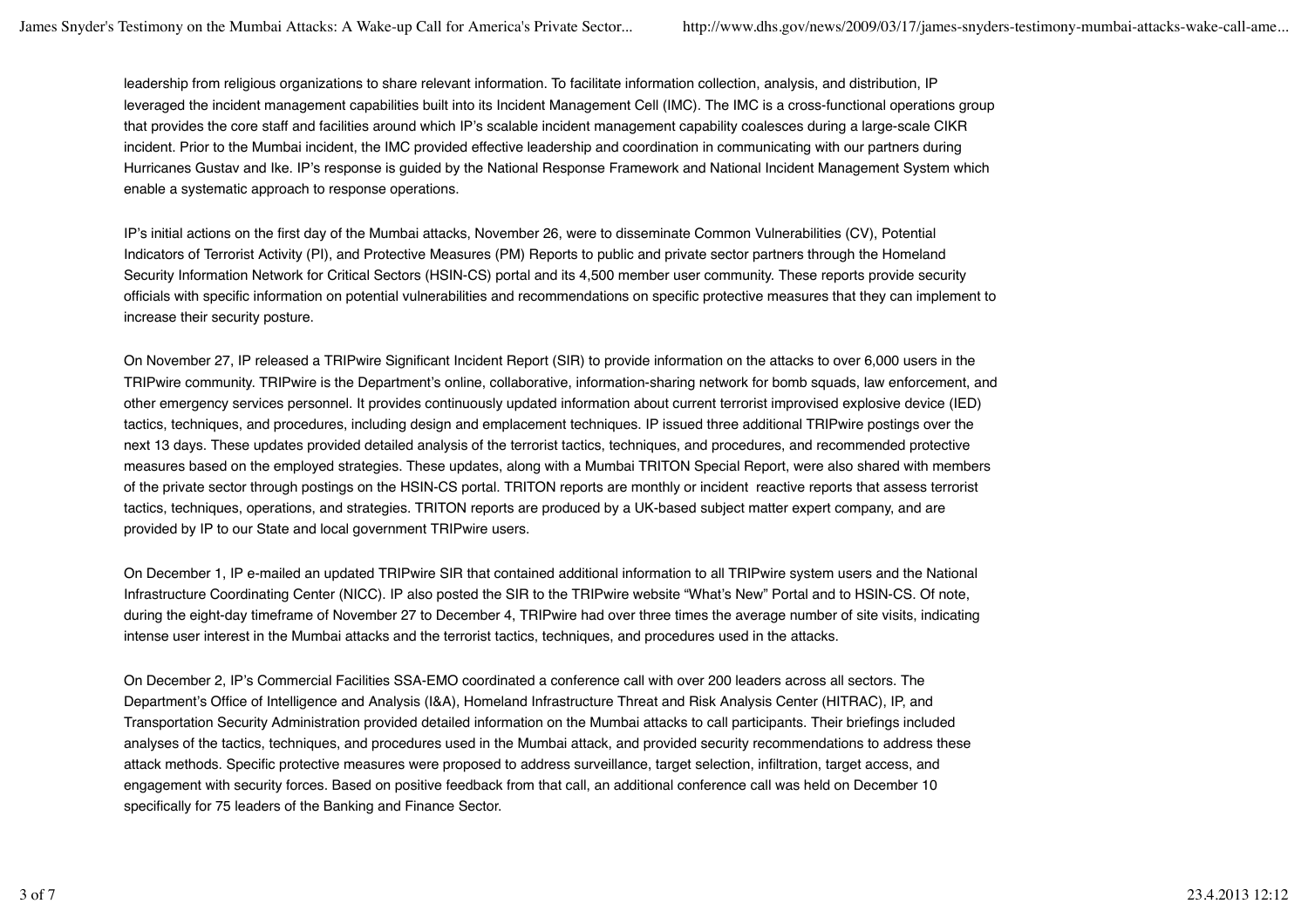leadership from religious organizations to share relevant information. To facilitate information collection, analysis, and distribution, IP leveraged the incident management capabilities built into its Incident Management Cell (IMC). The IMC is a cross-functional operations group that provides the core staff and facilities around which IP's scalable incident management capability coalesces during a large-scale CIKR incident. Prior to the Mumbai incident, the IMC provided effective leadership and coordination in communicating with our partners during Hurricanes Gustav and Ike. IP's response is guided by the National Response Framework and National Incident Management System which enable a systematic approach to response operations.

IP's initial actions on the first day of the Mumbai attacks, November 26, were to disseminate Common Vulnerabilities (CV), Potential Indicators of Terrorist Activity (PI), and Protective Measures (PM) Reports to public and private sector partners through the Homeland Security Information Network for Critical Sectors (HSIN-CS) portal and its 4,500 member user community. These reports provide security officials with specific information on potential vulnerabilities and recommendations on specific protective measures that they can implement to increase their security posture.

On November 27, IP released a TRIPwire Significant Incident Report (SIR) to provide information on the attacks to over 6,000 users in the TRIPwire community. TRIPwire is the Department's online, collaborative, information-sharing network for bomb squads, law enforcement, and other emergency services personnel. It provides continuously updated information about current terrorist improvised explosive device (IED) tactics, techniques, and procedures, including design and emplacement techniques. IP issued three additional TRIPwire postings over the next 13 days. These updates provided detailed analysis of the terrorist tactics, techniques, and procedures, and recommended protective measures based on the employed strategies. These updates, along with a Mumbai TRITON Special Report, were also shared with members of the private sector through postings on the HSIN-CS portal. TRITON reports are monthly or incident reactive reports that assess terrorist tactics, techniques, operations, and strategies. TRITON reports are produced by a UK-based subject matter expert company, and are provided by IP to our State and local government TRIPwire users.

On December 1, IP e-mailed an updated TRIPwire SIR that contained additional information to all TRIPwire system users and the National Infrastructure Coordinating Center (NICC). IP also posted the SIR to the TRIPwire website "What's New" Portal and to HSIN-CS. Of note, during the eight-day timeframe of November 27 to December 4, TRIPwire had over three times the average number of site visits, indicating intense user interest in the Mumbai attacks and the terrorist tactics, techniques, and procedures used in the attacks.

On December 2, IP's Commercial Facilities SSA-EMO coordinated a conference call with over 200 leaders across all sectors. The Department's Office of Intelligence and Analysis (I&A), Homeland Infrastructure Threat and Risk Analysis Center (HITRAC), IP, and Transportation Security Administration provided detailed information on the Mumbai attacks to call participants. Their briefings included analyses of the tactics, techniques, and procedures used in the Mumbai attack, and provided security recommendations to address these attack methods. Specific protective measures were proposed to address surveillance, target selection, infiltration, target access, and engagement with security forces. Based on positive feedback from that call, an additional conference call was held on December 10 specifically for 75 leaders of the Banking and Finance Sector.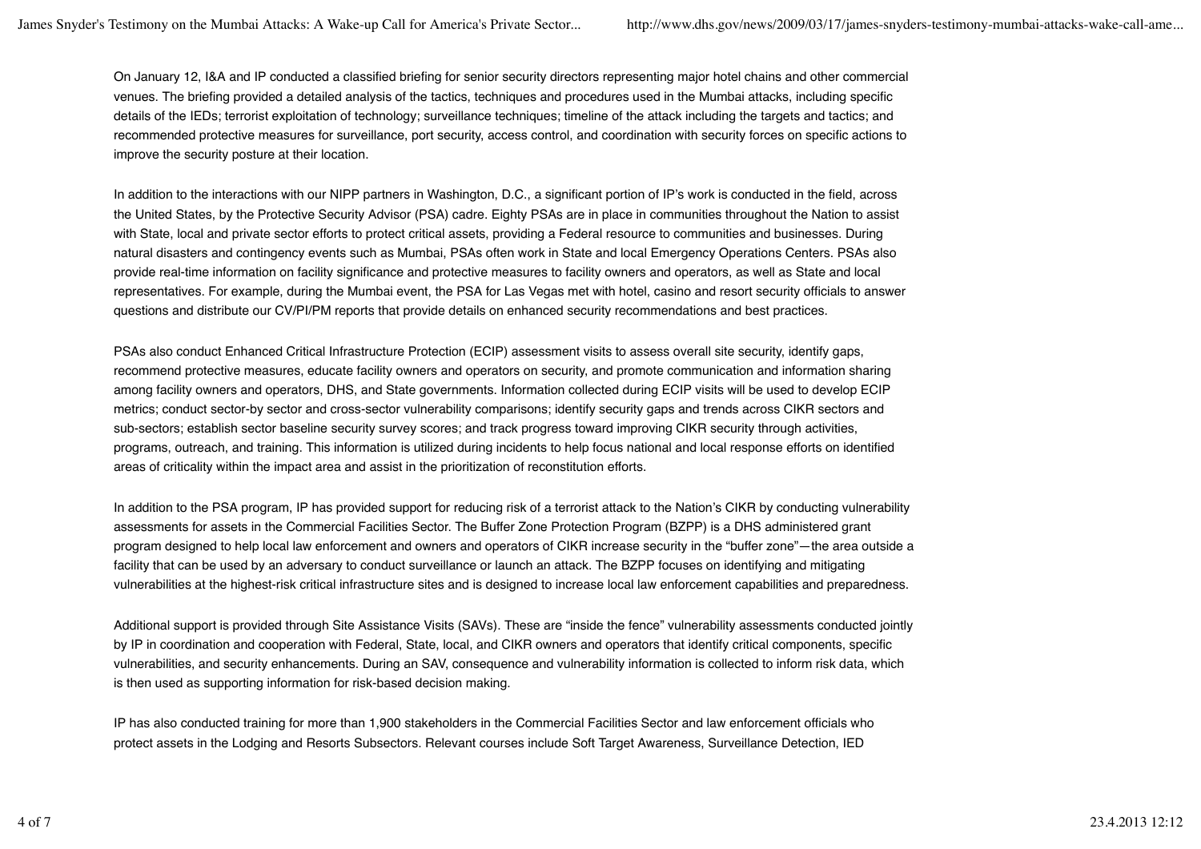On January 12, I&A and IP conducted a classified briefing for senior security directors representing major hotel chains and other commercial venues. The briefing provided a detailed analysis of the tactics, techniques and procedures used in the Mumbai attacks, including specific details of the IEDs; terrorist exploitation of technology; surveillance techniques; timeline of the attack including the targets and tactics; and recommended protective measures for surveillance, port security, access control, and coordination with security forces on specific actions to improve the security posture at their location.

In addition to the interactions with our NIPP partners in Washington, D.C., a significant portion of IP's work is conducted in the field, across the United States, by the Protective Security Advisor (PSA) cadre. Eighty PSAs are in place in communities throughout the Nation to assist with State, local and private sector efforts to protect critical assets, providing a Federal resource to communities and businesses. During natural disasters and contingency events such as Mumbai, PSAs often work in State and local Emergency Operations Centers. PSAs also provide real-time information on facility significance and protective measures to facility owners and operators, as well as State and local representatives. For example, during the Mumbai event, the PSA for Las Vegas met with hotel, casino and resort security officials to answer questions and distribute our CV/PI/PM reports that provide details on enhanced security recommendations and best practices.

PSAs also conduct Enhanced Critical Infrastructure Protection (ECIP) assessment visits to assess overall site security, identify gaps, recommend protective measures, educate facility owners and operators on security, and promote communication and information sharing among facility owners and operators, DHS, and State governments. Information collected during ECIP visits will be used to develop ECIP metrics; conduct sector-by sector and cross-sector vulnerability comparisons; identify security gaps and trends across CIKR sectors and sub-sectors; establish sector baseline security survey scores; and track progress toward improving CIKR security through activities, programs, outreach, and training. This information is utilized during incidents to help focus national and local response efforts on identified areas of criticality within the impact area and assist in the prioritization of reconstitution efforts.

In addition to the PSA program, IP has provided support for reducing risk of a terrorist attack to the Nation's CIKR by conducting vulnerability assessments for assets in the Commercial Facilities Sector. The Buffer Zone Protection Program (BZPP) is a DHS administered grant program designed to help local law enforcement and owners and operators of CIKR increase security in the "buffer zone"—the area outside a facility that can be used by an adversary to conduct surveillance or launch an attack. The BZPP focuses on identifying and mitigating vulnerabilities at the highest-risk critical infrastructure sites and is designed to increase local law enforcement capabilities and preparedness.

Additional support is provided through Site Assistance Visits (SAVs). These are "inside the fence" vulnerability assessments conducted jointly by IP in coordination and cooperation with Federal, State, local, and CIKR owners and operators that identify critical components, specific vulnerabilities, and security enhancements. During an SAV, consequence and vulnerability information is collected to inform risk data, which is then used as supporting information for risk-based decision making.

IP has also conducted training for more than 1,900 stakeholders in the Commercial Facilities Sector and law enforcement officials who protect assets in the Lodging and Resorts Subsectors. Relevant courses include Soft Target Awareness, Surveillance Detection, IED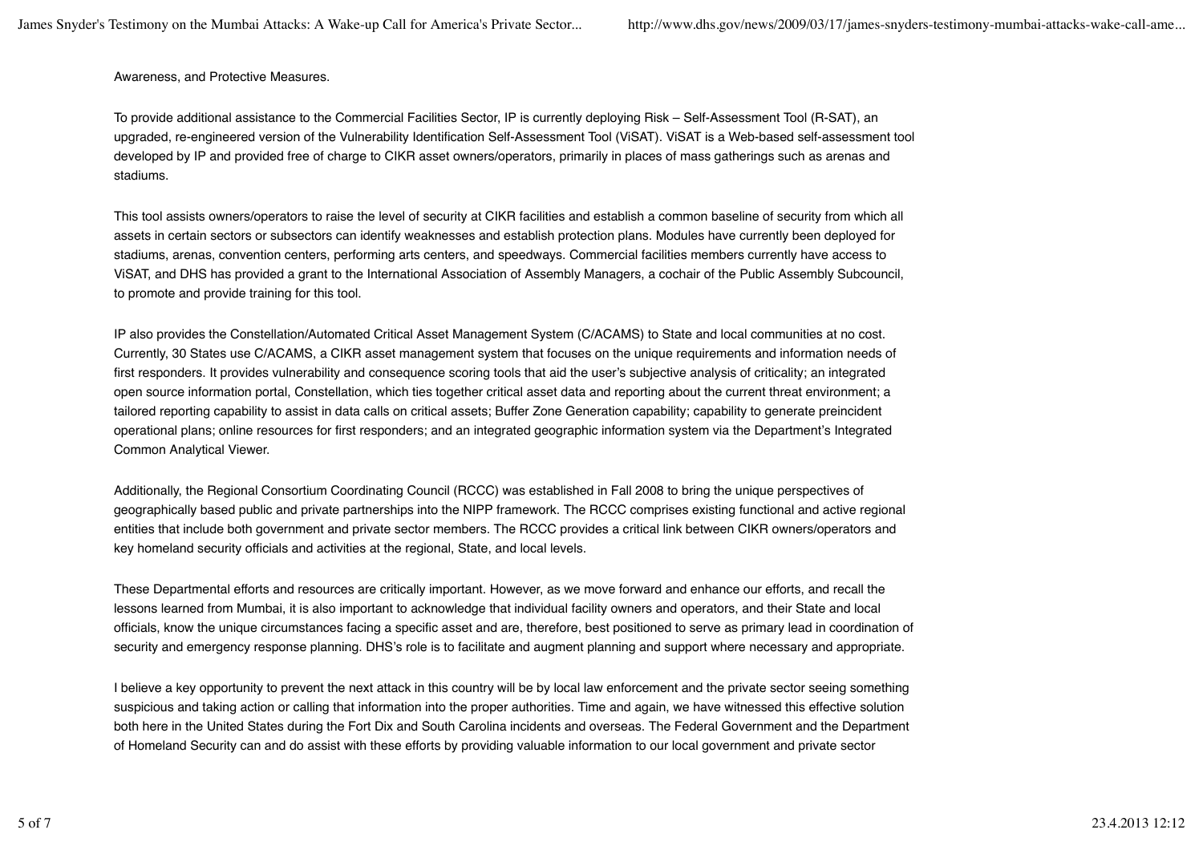Awareness, and Protective Measures.

To provide additional assistance to the Commercial Facilities Sector, IP is currently deploying Risk – Self-Assessment Tool (R-SAT), an upgraded, re-engineered version of the Vulnerability Identification Self-Assessment Tool (ViSAT). ViSAT is a Web-based self-assessment tool developed by IP and provided free of charge to CIKR asset owners/operators, primarily in places of mass gatherings such as arenas and stadiums.

This tool assists owners/operators to raise the level of security at CIKR facilities and establish a common baseline of security from which all assets in certain sectors or subsectors can identify weaknesses and establish protection plans. Modules have currently been deployed for stadiums, arenas, convention centers, performing arts centers, and speedways. Commercial facilities members currently have access to ViSAT, and DHS has provided a grant to the International Association of Assembly Managers, a cochair of the Public Assembly Subcouncil, to promote and provide training for this tool.

IP also provides the Constellation/Automated Critical Asset Management System (C/ACAMS) to State and local communities at no cost. Currently, 30 States use C/ACAMS, a CIKR asset management system that focuses on the unique requirements and information needs of first responders. It provides vulnerability and consequence scoring tools that aid the user's subjective analysis of criticality; an integrated open source information portal, Constellation, which ties together critical asset data and reporting about the current threat environment; a tailored reporting capability to assist in data calls on critical assets; Buffer Zone Generation capability; capability to generate preincident operational plans; online resources for first responders; and an integrated geographic information system via the Department's Integrated Common Analytical Viewer.

Additionally, the Regional Consortium Coordinating Council (RCCC) was established in Fall 2008 to bring the unique perspectives of geographically based public and private partnerships into the NIPP framework. The RCCC comprises existing functional and active regional entities that include both government and private sector members. The RCCC provides a critical link between CIKR owners/operators and key homeland security officials and activities at the regional, State, and local levels.

These Departmental efforts and resources are critically important. However, as we move forward and enhance our efforts, and recall the lessons learned from Mumbai, it is also important to acknowledge that individual facility owners and operators, and their State and local officials, know the unique circumstances facing a specific asset and are, therefore, best positioned to serve as primary lead in coordination of security and emergency response planning. DHS's role is to facilitate and augment planning and support where necessary and appropriate.

I believe a key opportunity to prevent the next attack in this country will be by local law enforcement and the private sector seeing something suspicious and taking action or calling that information into the proper authorities. Time and again, we have witnessed this effective solution both here in the United States during the Fort Dix and South Carolina incidents and overseas. The Federal Government and the Department of Homeland Security can and do assist with these efforts by providing valuable information to our local government and private sector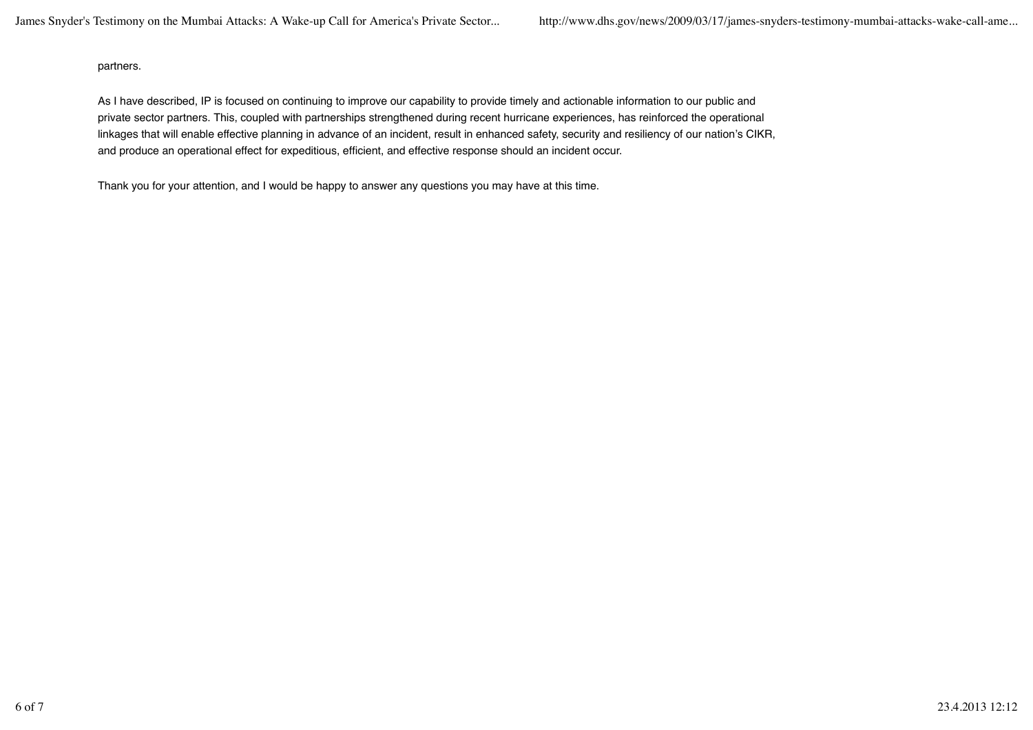partners.

As I have described, IP is focused on continuing to improve our capability to provide timely and actionable information to our public and private sector partners. This, coupled with partnerships strengthened during recent hurricane experiences, has reinforced the operational linkages that will enable effective planning in advance of an incident, result in enhanced safety, security and resiliency of our nation's CIKR, and produce an operational effect for expeditious, efficient, and effective response should an incident occur.

Thank you for your attention, and I would be happy to answer any questions you may have at this time.